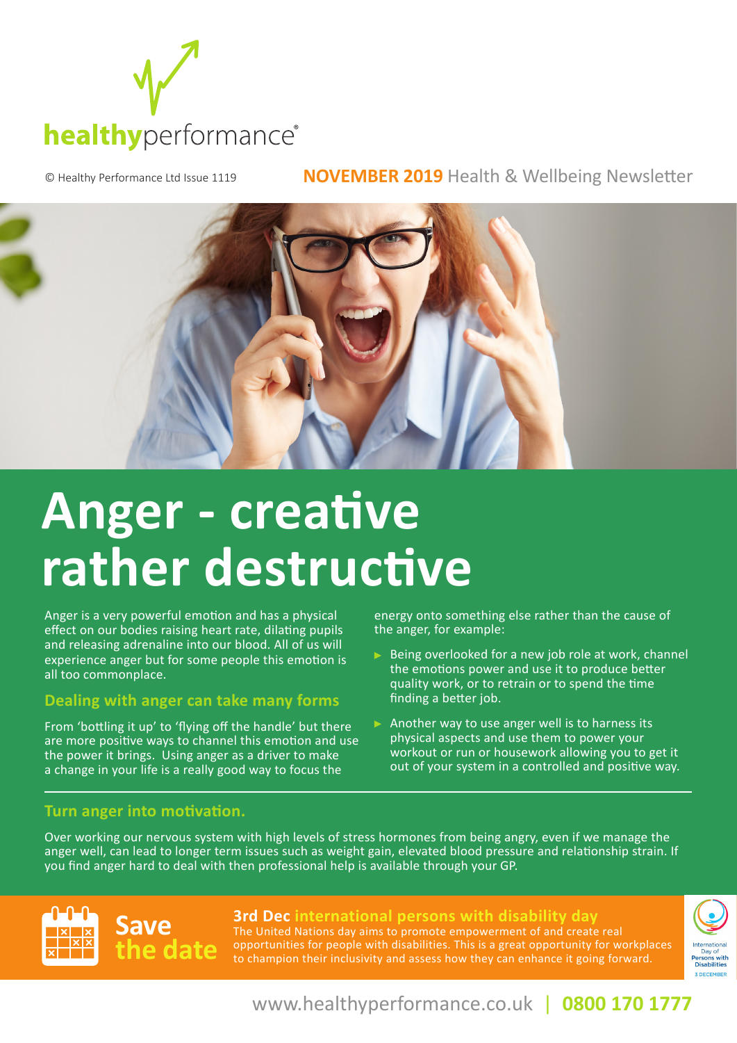healthyperformance®

© Healthy Performance Ltd Issue 1119

**NOVEMBER 2019** Health & Wellbeing Newsletter

# Anger - creative rather destructive

Anger is a very powerful emotion and has a physical effect on our bodies raising heart rate, dilating pupils and releasing adrenaline into our blood. All of us will experience anger but for some people this emotion is all too commonplace.

## Dealing with anger can take many forms

From 'bottling it up' to 'flying off the handle' but there are more positive ways to channel this emotion and use the power it brings. Using anger as a driver to make a change in your life is a really good way to focus the energy onto something else rather than the cause of the anger, for example:

- Being overlooked for a new job role at work, channel the emotions power and use it to produce better quality work, or to retrain or to spend the time finding a better job.
- Another way to use anger well is to harness its physical aspects and use them to power your workout or run or housework allowing you to get it out of your system in a controlled and positive way.

## Turn anger into motivation.

Over working our nervous system with high levels of stress hormones from being angry, even if we manage the anger well, can lead to longer term issues such as weight gain, elevated blood pressure and relationship strain. If you find anger hard to deal with then professional help is available through your GP.

## Save the date

**3rd Dec international persons with disability day**

The United Nations day aims to promote empowerment of and create real opportunities for people with disabilities. This is a great opportunity for workplaces to champion their inclusivity and assess how they can enhance it going forward.

International Day of Persons with Disabilities 3 DECEMBER

www.healthyperformance.co.uk | **0800 170 1777**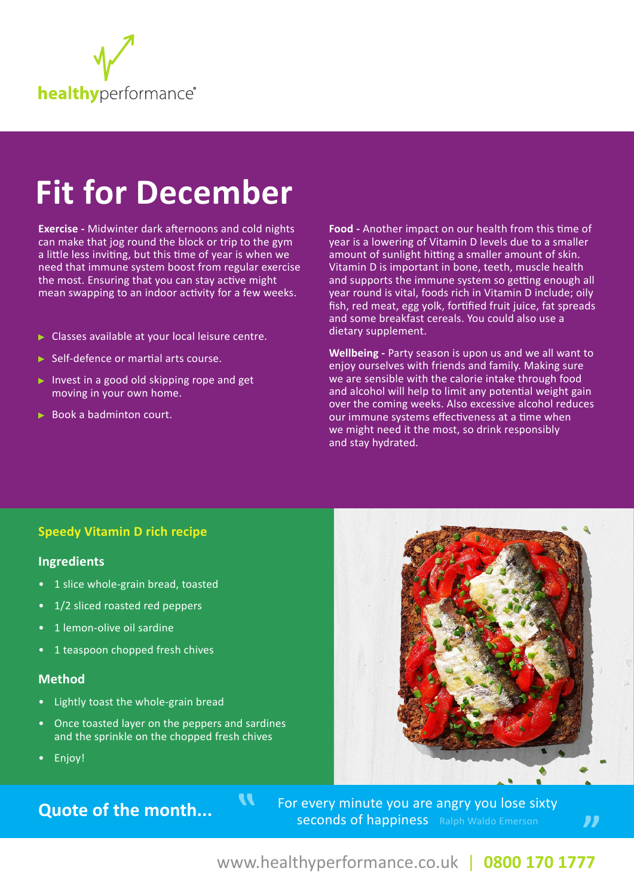healthyperformance®

# Fit for December

**Exercise -** Midwinter dark afternoons and cold nights can make that jog round the block or trip to the gym a little less inviting, but this time of year is when we need that immune system boost from regular exercise the most. Ensuring that you can stay active might mean swapping to an indoor activity for a few weeks.

- Classes available at your local leisure centre.
- Self-defence or martial arts course.
- Invest in a good old skipping rope and get moving in your own home.
- Book a badminton court.

**Food -** Another impact on our health from this time of year is a lowering of Vitamin D levels due to a smaller amount of sunlight hitting a smaller amount of skin. Vitamin D is important in bone, teeth, muscle health and supports the immune system so getting enough all year round is vital, foods rich in Vitamin D include; oily fish, red meat, egg yolk, fortified fruit juice, fat spreads and some breakfast cereals. You could also use a dietary supplement.

**Wellbeing -** Party season is upon us and we all want to enjoy ourselves with friends and family. Making sure we are sensible with the calorie intake through food and alcohol will help to limit any potential weight gain over the coming weeks. Also excessive alcohol reduces our immune systems effectiveness at a time when we might need it the most, so drink responsibly and stay hydrated.

## Speedy Vitamin D rich recipe

### Ingredients

- 1 slice whole-grain bread, toasted
- 1/2 sliced roasted red peppers
- 1 lemon-olive oil sardine
- 1 teaspoon chopped fresh chives

### Method

- Lightly toast the whole-grain bread
- Once toasted layer on the peppers and sardines and the sprinkle on the chopped fresh chives
- Enjoy!

## Quote of the month...

"For every minute you are angry you lose sixty seconds of happiness" Ralph Waldo Emerson

www.healthyperformance.co.uk | **0800 170 1777**